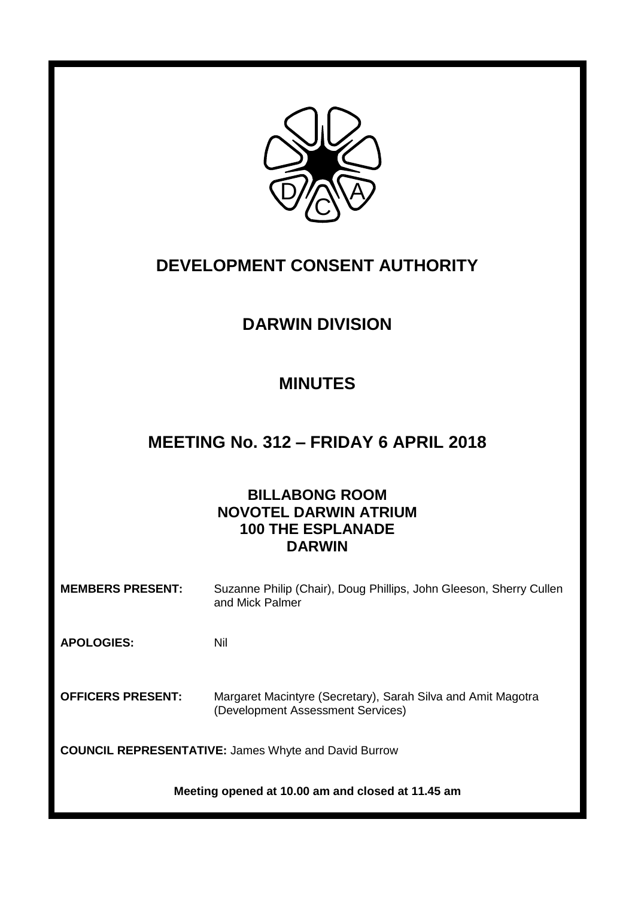# DEVELOPMENT CONSENT AUTHORITY

## DARWIN DIVISION

## MINUTES

## MEETING No. 312 – FRIDAY 6 APRIL 2018

**BILLABONG ROOM**
**NOVOTEL DARWIN ATRIUM**
**100 THE ESPLANADE**
**DARWIN**

**MEMBERS PRESENT:** Suzanne Philip (Chair), Doug Phillips, John Gleeson, Sherry Cullen and Mick Palmer

**APOLOGIES:** Nil

**OFFICERS PRESENT:** Margaret Macintyre (Secretary), Sarah Silva and Amit Magotra (Development Assessment Services)

**COUNCIL REPRESENTATIVE:** James Whyte and David Burrow

**Meeting opened at 10.00 am and closed at 11.45 am**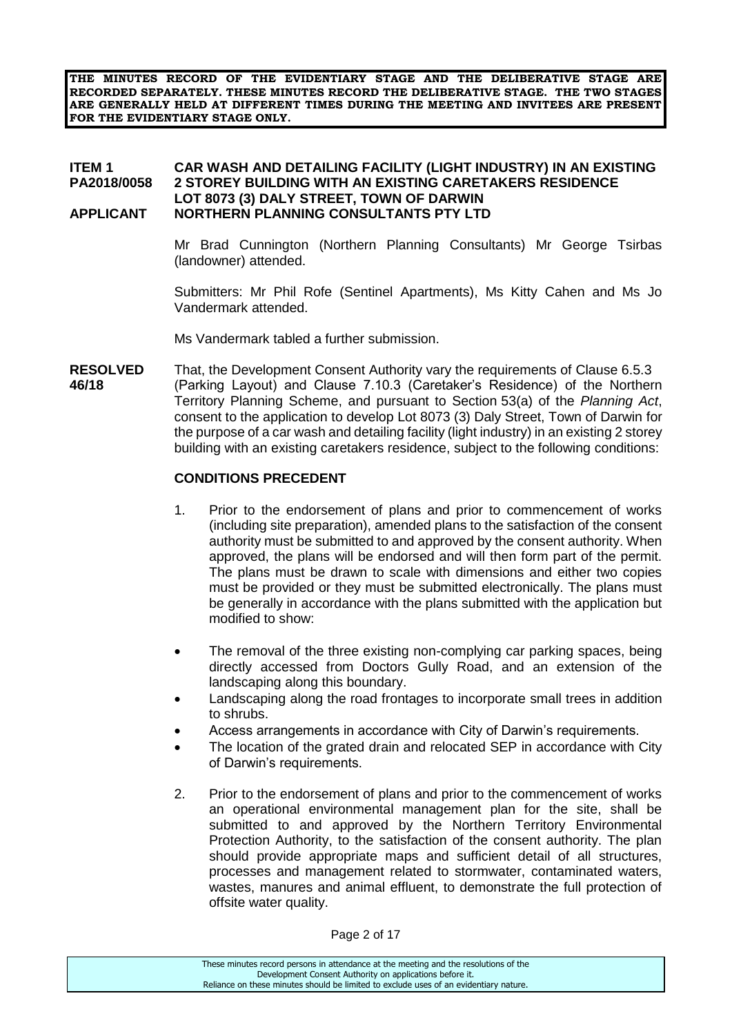**THE MINUTES RECORD OF THE EVIDENTIARY STAGE AND THE DELIBERATIVE STAGE ARE RECORDED SEPARATELY. THESE MINUTES RECORD THE DELIBERATIVE STAGE. THE TWO STAGES ARE GENERALLY HELD AT DIFFERENT TIMES DURING THE MEETING AND INVITEES ARE PRESENT FOR THE EVIDENTIARY STAGE ONLY.**

**ITEM 1 PA2018/0058** **CAR WASH AND DETAILING FACILITY (LIGHT INDUSTRY) IN AN EXISTING 2 STOREY BUILDING WITH AN EXISTING CARETAKERS RESIDENCE LOT 8073 (3) DALY STREET, TOWN OF DARWIN**

**APPLICANT** **NORTHERN PLANNING CONSULTANTS PTY LTD**

Mr Brad Cunnington (Northern Planning Consultants) Mr George Tsirbas (landowner) attended.

Submitters: Mr Phil Rofe (Sentinel Apartments), Ms Kitty Cahen and Ms Jo Vandermark attended.

Ms Vandermark tabled a further submission.

**RESOLVED 46/18** That, the Development Consent Authority vary the requirements of Clause 6.5.3 (Parking Layout) and Clause 7.10.3 (Caretaker's Residence) of the Northern Territory Planning Scheme, and pursuant to Section 53(a) of the *Planning Act*, consent to the application to develop Lot 8073 (3) Daly Street, Town of Darwin for the purpose of a car wash and detailing facility (light industry) in an existing 2 storey building with an existing caretakers residence, subject to the following conditions:

**CONDITIONS PRECEDENT**

1. Prior to the endorsement of plans and prior to commencement of works (including site preparation), amended plans to the satisfaction of the consent authority must be submitted to and approved by the consent authority. When approved, the plans will be endorsed and will then form part of the permit. The plans must be drawn to scale with dimensions and either two copies must be provided or they must be submitted electronically. The plans must be generally in accordance with the plans submitted with the application but modified to show:

- The removal of the three existing non-complying car parking spaces, being directly accessed from Doctors Gully Road, and an extension of the landscaping along this boundary.
- Landscaping along the road frontages to incorporate small trees in addition to shrubs.
- Access arrangements in accordance with City of Darwin's requirements.
- The location of the grated drain and relocated SEP in accordance with City of Darwin's requirements.

2. Prior to the endorsement of plans and prior to the commencement of works an operational environmental management plan for the site, shall be submitted to and approved by the Northern Territory Environmental Protection Authority, to the satisfaction of the consent authority. The plan should provide appropriate maps and sufficient detail of all structures, processes and management related to stormwater, contaminated waters, wastes, manures and animal effluent, to demonstrate the full protection of offsite water quality.

These minutes record persons in attendance at the meeting and the resolutions of the Development Consent Authority on applications before it. Reliance on these minutes should be limited to exclude uses of an evidentiary nature.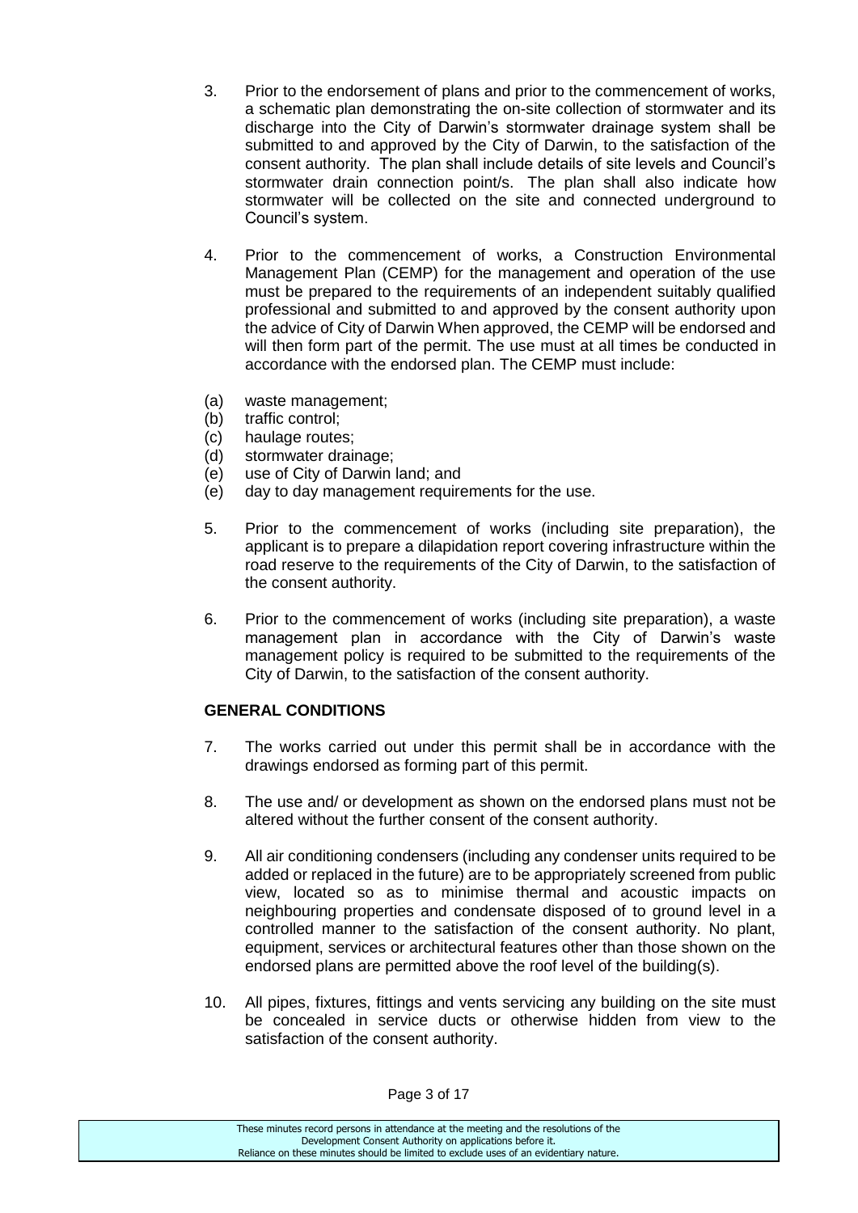3. Prior to the endorsement of plans and prior to the commencement of works, a schematic plan demonstrating the on-site collection of stormwater and its discharge into the City of Darwin's stormwater drainage system shall be submitted to and approved by the City of Darwin, to the satisfaction of the consent authority. The plan shall include details of site levels and Council's stormwater drain connection point/s. The plan shall also indicate how stormwater will be collected on the site and connected underground to Council's system.

4. Prior to the commencement of works, a Construction Environmental Management Plan (CEMP) for the management and operation of the use must be prepared to the requirements of an independent suitably qualified professional and submitted to and approved by the consent authority upon the advice of City of Darwin When approved, the CEMP will be endorsed and will then form part of the permit. The use must at all times be conducted in accordance with the endorsed plan. The CEMP must include:

(a) waste management;
(b) traffic control;
(c) haulage routes;
(d) stormwater drainage;
(e) use of City of Darwin land; and
(e) day to day management requirements for the use.

5. Prior to the commencement of works (including site preparation), the applicant is to prepare a dilapidation report covering infrastructure within the road reserve to the requirements of the City of Darwin, to the satisfaction of the consent authority.

6. Prior to the commencement of works (including site preparation), a waste management plan in accordance with the City of Darwin's waste management policy is required to be submitted to the requirements of the City of Darwin, to the satisfaction of the consent authority.

**GENERAL CONDITIONS**

7. The works carried out under this permit shall be in accordance with the drawings endorsed as forming part of this permit.

8. The use and/ or development as shown on the endorsed plans must not be altered without the further consent of the consent authority.

9. All air conditioning condensers (including any condenser units required to be added or replaced in the future) are to be appropriately screened from public view, located so as to minimise thermal and acoustic impacts on neighbouring properties and condensate disposed of to ground level in a controlled manner to the satisfaction of the consent authority. No plant, equipment, services or architectural features other than those shown on the endorsed plans are permitted above the roof level of the building(s).

10. All pipes, fixtures, fittings and vents servicing any building on the site must be concealed in service ducts or otherwise hidden from view to the satisfaction of the consent authority.

These minutes record persons in attendance at the meeting and the resolutions of the Development Consent Authority on applications before it.
Reliance on these minutes should be limited to exclude uses of an evidentiary nature.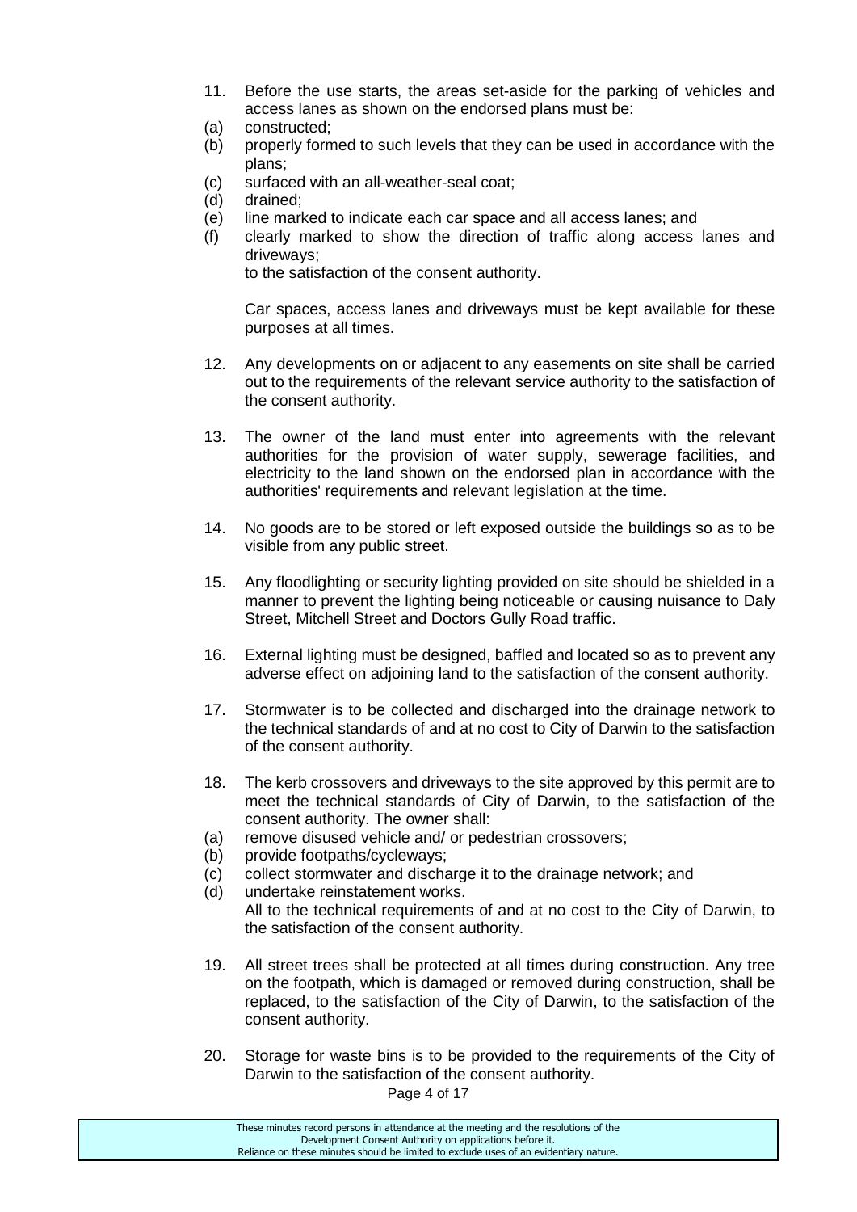11. Before the use starts, the areas set-aside for the parking of vehicles and access lanes as shown on the endorsed plans must be:
(a) constructed;
(b) properly formed to such levels that they can be used in accordance with the plans;
(c) surfaced with an all-weather-seal coat;
(d) drained;
(e) line marked to indicate each car space and all access lanes; and
(f) clearly marked to show the direction of traffic along access lanes and driveways;

    to the satisfaction of the consent authority.

    Car spaces, access lanes and driveways must be kept available for these purposes at all times.

12. Any developments on or adjacent to any easements on site shall be carried out to the requirements of the relevant service authority to the satisfaction of the consent authority.

13. The owner of the land must enter into agreements with the relevant authorities for the provision of water supply, sewerage facilities, and electricity to the land shown on the endorsed plan in accordance with the authorities' requirements and relevant legislation at the time.

14. No goods are to be stored or left exposed outside the buildings so as to be visible from any public street.

15. Any floodlighting or security lighting provided on site should be shielded in a manner to prevent the lighting being noticeable or causing nuisance to Daly Street, Mitchell Street and Doctors Gully Road traffic.

16. External lighting must be designed, baffled and located so as to prevent any adverse effect on adjoining land to the satisfaction of the consent authority.

17. Stormwater is to be collected and discharged into the drainage network to the technical standards of and at no cost to City of Darwin to the satisfaction of the consent authority.

18. The kerb crossovers and driveways to the site approved by this permit are to meet the technical standards of City of Darwin, to the satisfaction of the consent authority. The owner shall:
(a) remove disused vehicle and/ or pedestrian crossovers;
(b) provide footpaths/cycleways;
(c) collect stormwater and discharge it to the drainage network; and
(d) undertake reinstatement works.

    All to the technical requirements of and at no cost to the City of Darwin, to the satisfaction of the consent authority.

19. All street trees shall be protected at all times during construction. Any tree on the footpath, which is damaged or removed during construction, shall be replaced, to the satisfaction of the City of Darwin, to the satisfaction of the consent authority.

20. Storage for waste bins is to be provided to the requirements of the City of Darwin to the satisfaction of the consent authority.

These minutes record persons in attendance at the meeting and the resolutions of the Development Consent Authority on applications before it. Reliance on these minutes should be limited to exclude uses of an evidentiary nature.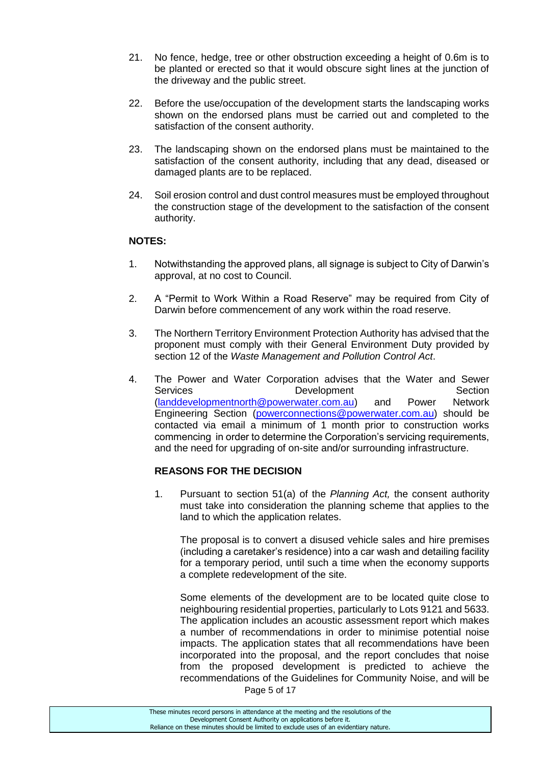21. No fence, hedge, tree or other obstruction exceeding a height of 0.6m is to be planted or erected so that it would obscure sight lines at the junction of the driveway and the public street.

22. Before the use/occupation of the development starts the landscaping works shown on the endorsed plans must be carried out and completed to the satisfaction of the consent authority.

23. The landscaping shown on the endorsed plans must be maintained to the satisfaction of the consent authority, including that any dead, diseased or damaged plants are to be replaced.

24. Soil erosion control and dust control measures must be employed throughout the construction stage of the development to the satisfaction of the consent authority.

**NOTES:**

1. Notwithstanding the approved plans, all signage is subject to City of Darwin's approval, at no cost to Council.

2. A "Permit to Work Within a Road Reserve" may be required from City of Darwin before commencement of any work within the road reserve.

3. The Northern Territory Environment Protection Authority has advised that the proponent must comply with their General Environment Duty provided by section 12 of the *Waste Management and Pollution Control Act*.

4. The Power and Water Corporation advises that the Water and Sewer Services Development Section (landdevelopmentnorth@powerwater.com.au) and Power Network Engineering Section (powerconnections@powerwater.com.au) should be contacted via email a minimum of 1 month prior to construction works commencing in order to determine the Corporation's servicing requirements, and the need for upgrading of on-site and/or surrounding infrastructure.

**REASONS FOR THE DECISION**

1. Pursuant to section 51(a) of the *Planning Act,* the consent authority must take into consideration the planning scheme that applies to the land to which the application relates.

   The proposal is to convert a disused vehicle sales and hire premises (including a caretaker's residence) into a car wash and detailing facility for a temporary period, until such a time when the economy supports a complete redevelopment of the site.

   Some elements of the development are to be located quite close to neighbouring residential properties, particularly to Lots 9121 and 5633. The application includes an acoustic assessment report which makes a number of recommendations in order to minimise potential noise impacts. The application states that all recommendations have been incorporated into the proposal, and the report concludes that noise from the proposed development is predicted to achieve the recommendations of the Guidelines for Community Noise, and will be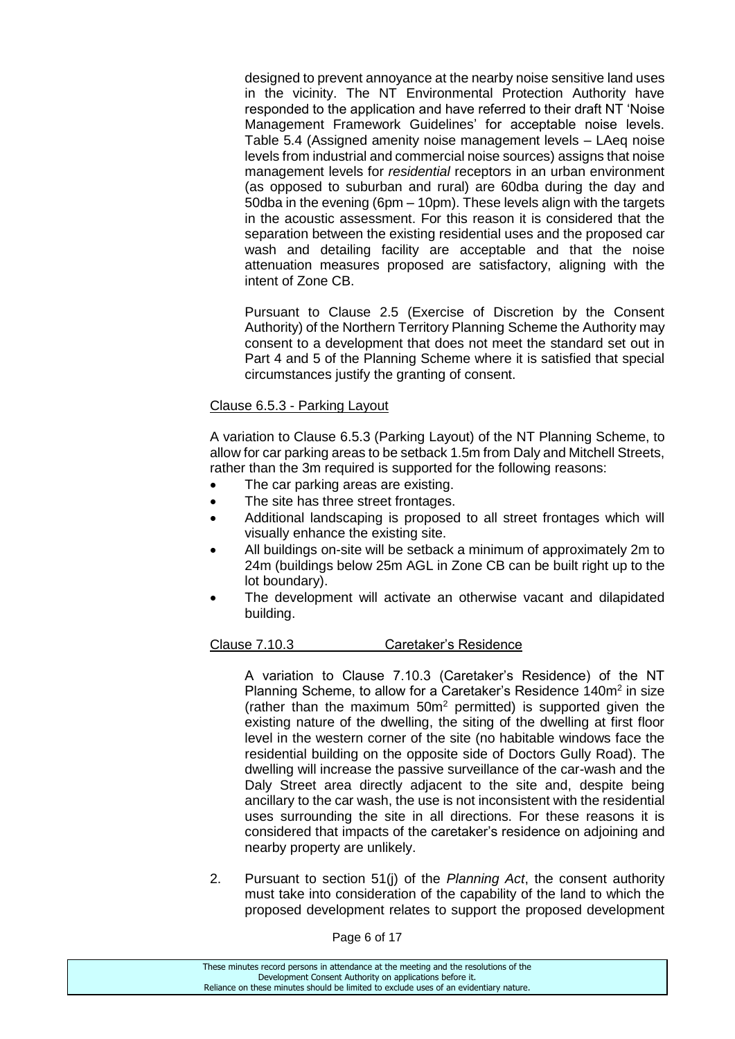designed to prevent annoyance at the nearby noise sensitive land uses in the vicinity. The NT Environmental Protection Authority have responded to the application and have referred to their draft NT 'Noise Management Framework Guidelines' for acceptable noise levels. Table 5.4 (Assigned amenity noise management levels – LAeq noise levels from industrial and commercial noise sources) assigns that noise management levels for *residential* receptors in an urban environment (as opposed to suburban and rural) are 60dba during the day and 50dba in the evening (6pm – 10pm). These levels align with the targets in the acoustic assessment. For this reason it is considered that the separation between the existing residential uses and the proposed car wash and detailing facility are acceptable and that the noise attenuation measures proposed are satisfactory, aligning with the intent of Zone CB.

Pursuant to Clause 2.5 (Exercise of Discretion by the Consent Authority) of the Northern Territory Planning Scheme the Authority may consent to a development that does not meet the standard set out in Part 4 and 5 of the Planning Scheme where it is satisfied that special circumstances justify the granting of consent.

Clause 6.5.3 - Parking Layout

A variation to Clause 6.5.3 (Parking Layout) of the NT Planning Scheme, to allow for car parking areas to be setback 1.5m from Daly and Mitchell Streets, rather than the 3m required is supported for the following reasons:

- The car parking areas are existing.
- The site has three street frontages.
- Additional landscaping is proposed to all street frontages which will visually enhance the existing site.
- All buildings on-site will be setback a minimum of approximately 2m to 24m (buildings below 25m AGL in Zone CB can be built right up to the lot boundary).
- The development will activate an otherwise vacant and dilapidated building.

Clause 7.10.3 Caretaker's Residence

A variation to Clause 7.10.3 (Caretaker's Residence) of the NT Planning Scheme, to allow for a Caretaker's Residence 140m$^2$ in size (rather than the maximum 50m$^2$ permitted) is supported given the existing nature of the dwelling, the siting of the dwelling at first floor level in the western corner of the site (no habitable windows face the residential building on the opposite side of Doctors Gully Road). The dwelling will increase the passive surveillance of the car-wash and the Daly Street area directly adjacent to the site and, despite being ancillary to the car wash, the use is not inconsistent with the residential uses surrounding the site in all directions. For these reasons it is considered that impacts of the caretaker's residence on adjoining and nearby property are unlikely.

2. Pursuant to section 51(j) of the *Planning Act*, the consent authority must take into consideration of the capability of the land to which the proposed development relates to support the proposed development

These minutes record persons in attendance at the meeting and the resolutions of the Development Consent Authority on applications before it. Reliance on these minutes should be limited to exclude uses of an evidentiary nature.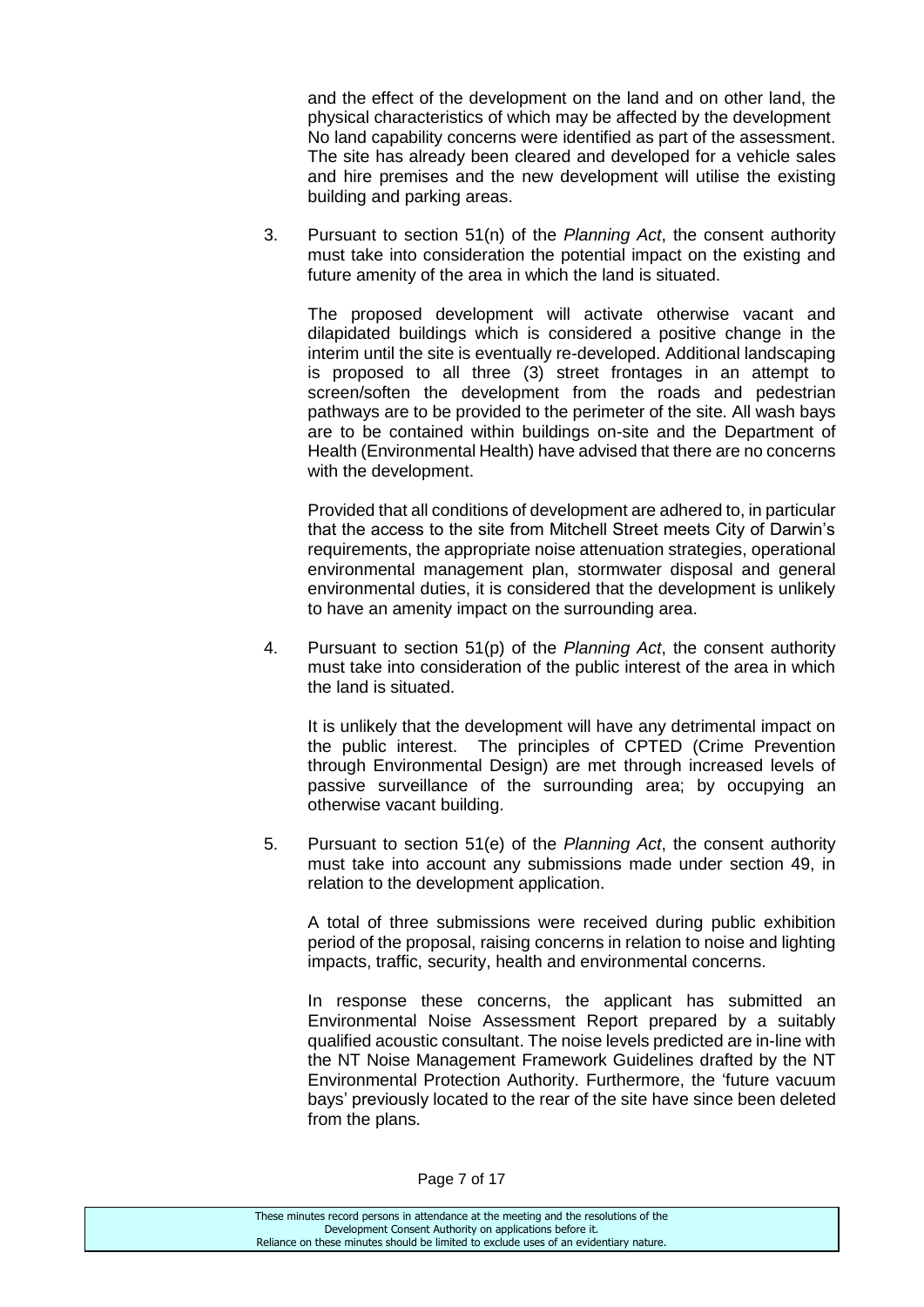and the effect of the development on the land and on other land, the physical characteristics of which may be affected by the development No land capability concerns were identified as part of the assessment. The site has already been cleared and developed for a vehicle sales and hire premises and the new development will utilise the existing building and parking areas.

3. Pursuant to section 51(n) of the *Planning Act*, the consent authority must take into consideration the potential impact on the existing and future amenity of the area in which the land is situated.

   The proposed development will activate otherwise vacant and dilapidated buildings which is considered a positive change in the interim until the site is eventually re-developed. Additional landscaping is proposed to all three (3) street frontages in an attempt to screen/soften the development from the roads and pedestrian pathways are to be provided to the perimeter of the site. All wash bays are to be contained within buildings on-site and the Department of Health (Environmental Health) have advised that there are no concerns with the development.

   Provided that all conditions of development are adhered to, in particular that the access to the site from Mitchell Street meets City of Darwin's requirements, the appropriate noise attenuation strategies, operational environmental management plan, stormwater disposal and general environmental duties, it is considered that the development is unlikely to have an amenity impact on the surrounding area.

4. Pursuant to section 51(p) of the *Planning Act*, the consent authority must take into consideration of the public interest of the area in which the land is situated.

   It is unlikely that the development will have any detrimental impact on the public interest. The principles of CPTED (Crime Prevention through Environmental Design) are met through increased levels of passive surveillance of the surrounding area; by occupying an otherwise vacant building.

5. Pursuant to section 51(e) of the *Planning Act*, the consent authority must take into account any submissions made under section 49, in relation to the development application.

   A total of three submissions were received during public exhibition period of the proposal, raising concerns in relation to noise and lighting impacts, traffic, security, health and environmental concerns.

   In response these concerns, the applicant has submitted an Environmental Noise Assessment Report prepared by a suitably qualified acoustic consultant. The noise levels predicted are in-line with the NT Noise Management Framework Guidelines drafted by the NT Environmental Protection Authority. Furthermore, the 'future vacuum bays' previously located to the rear of the site have since been deleted from the plans.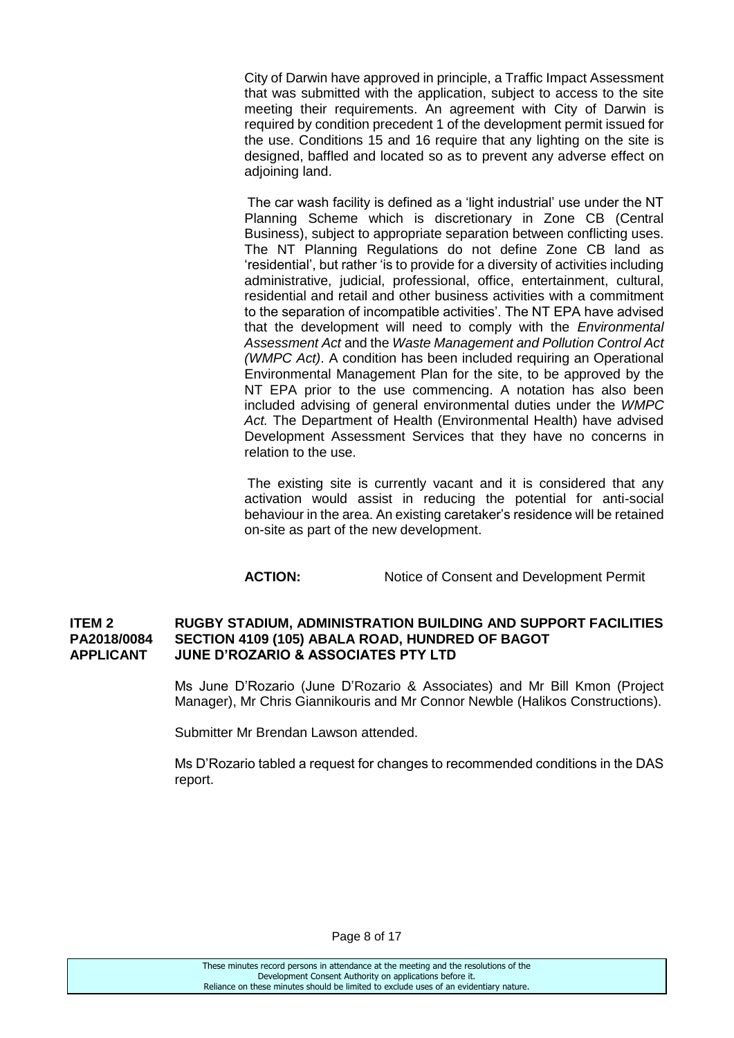City of Darwin have approved in principle, a Traffic Impact Assessment that was submitted with the application, subject to access to the site meeting their requirements. An agreement with City of Darwin is required by condition precedent 1 of the development permit issued for the use. Conditions 15 and 16 require that any lighting on the site is designed, baffled and located so as to prevent any adverse effect on adjoining land.

The car wash facility is defined as a 'light industrial' use under the NT Planning Scheme which is discretionary in Zone CB (Central Business), subject to appropriate separation between conflicting uses. The NT Planning Regulations do not define Zone CB land as 'residential', but rather 'is to provide for a diversity of activities including administrative, judicial, professional, office, entertainment, cultural, residential and retail and other business activities with a commitment to the separation of incompatible activities'. The NT EPA have advised that the development will need to comply with the *Environmental Assessment Act* and the *Waste Management and Pollution Control Act (WMPC Act)*. A condition has been included requiring an Operational Environmental Management Plan for the site, to be approved by the NT EPA prior to the use commencing. A notation has also been included advising of general environmental duties under the *WMPC Act.* The Department of Health (Environmental Health) have advised Development Assessment Services that they have no concerns in relation to the use.

The existing site is currently vacant and it is considered that any activation would assist in reducing the potential for anti-social behaviour in the area. An existing caretaker's residence will be retained on-site as part of the new development.

**ACTION:** Notice of Consent and Development Permit

**ITEM 2 RUGBY STADIUM, ADMINISTRATION BUILDING AND SUPPORT FACILITIES**
**PA2018/0084 SECTION 4109 (105) ABALA ROAD, HUNDRED OF BAGOT**
**APPLICANT JUNE D'ROZARIO & ASSOCIATES PTY LTD**

Ms June D'Rozario (June D'Rozario & Associates) and Mr Bill Kmon (Project Manager), Mr Chris Giannikouris and Mr Connor Newble (Halikos Constructions).

Submitter Mr Brendan Lawson attended.

Ms D'Rozario tabled a request for changes to recommended conditions in the DAS report.

These minutes record persons in attendance at the meeting and the resolutions of the Development Consent Authority on applications before it. Reliance on these minutes should be limited to exclude uses of an evidentiary nature.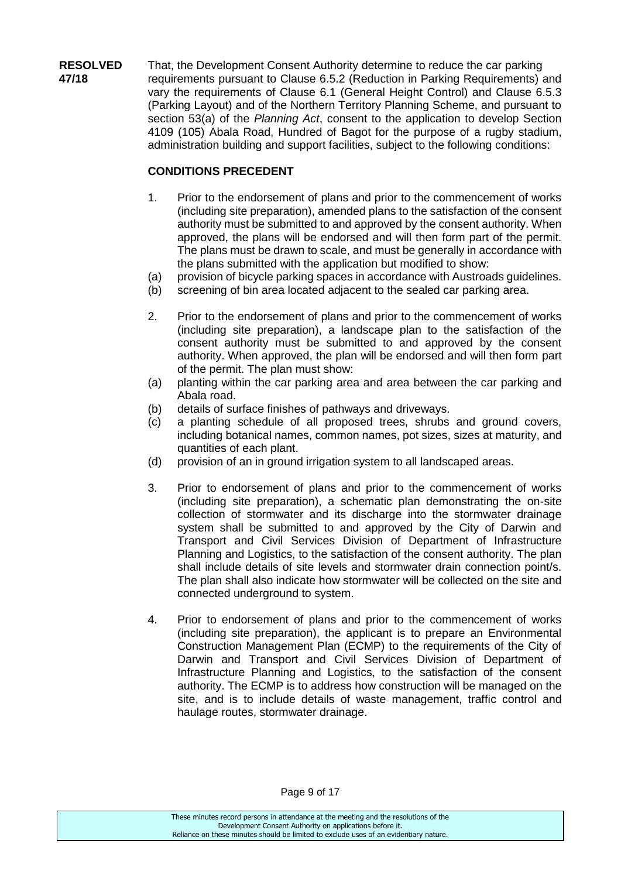**RESOLVED 47/18**

That, the Development Consent Authority determine to reduce the car parking requirements pursuant to Clause 6.5.2 (Reduction in Parking Requirements) and vary the requirements of Clause 6.1 (General Height Control) and Clause 6.5.3 (Parking Layout) and of the Northern Territory Planning Scheme, and pursuant to section 53(a) of the *Planning Act*, consent to the application to develop Section 4109 (105) Abala Road, Hundred of Bagot for the purpose of a rugby stadium, administration building and support facilities, subject to the following conditions:

**CONDITIONS PRECEDENT**

1. Prior to the endorsement of plans and prior to the commencement of works (including site preparation), amended plans to the satisfaction of the consent authority must be submitted to and approved by the consent authority. When approved, the plans will be endorsed and will then form part of the permit. The plans must be drawn to scale, and must be generally in accordance with the plans submitted with the application but modified to show:
   (a) provision of bicycle parking spaces in accordance with Austroads guidelines.
   (b) screening of bin area located adjacent to the sealed car parking area.

2. Prior to the endorsement of plans and prior to the commencement of works (including site preparation), a landscape plan to the satisfaction of the consent authority must be submitted to and approved by the consent authority. When approved, the plan will be endorsed and will then form part of the permit. The plan must show:
   (a) planting within the car parking area and area between the car parking and Abala road.
   (b) details of surface finishes of pathways and driveways.
   (c) a planting schedule of all proposed trees, shrubs and ground covers, including botanical names, common names, pot sizes, sizes at maturity, and quantities of each plant.
   (d) provision of an in ground irrigation system to all landscaped areas.

3. Prior to endorsement of plans and prior to the commencement of works (including site preparation), a schematic plan demonstrating the on-site collection of stormwater and its discharge into the stormwater drainage system shall be submitted to and approved by the City of Darwin and Transport and Civil Services Division of Department of Infrastructure Planning and Logistics, to the satisfaction of the consent authority. The plan shall include details of site levels and stormwater drain connection point/s. The plan shall also indicate how stormwater will be collected on the site and connected underground to system.

4. Prior to endorsement of plans and prior to the commencement of works (including site preparation), the applicant is to prepare an Environmental Construction Management Plan (ECMP) to the requirements of the City of Darwin and Transport and Civil Services Division of Department of Infrastructure Planning and Logistics, to the satisfaction of the consent authority. The ECMP is to address how construction will be managed on the site, and is to include details of waste management, traffic control and haulage routes, stormwater drainage.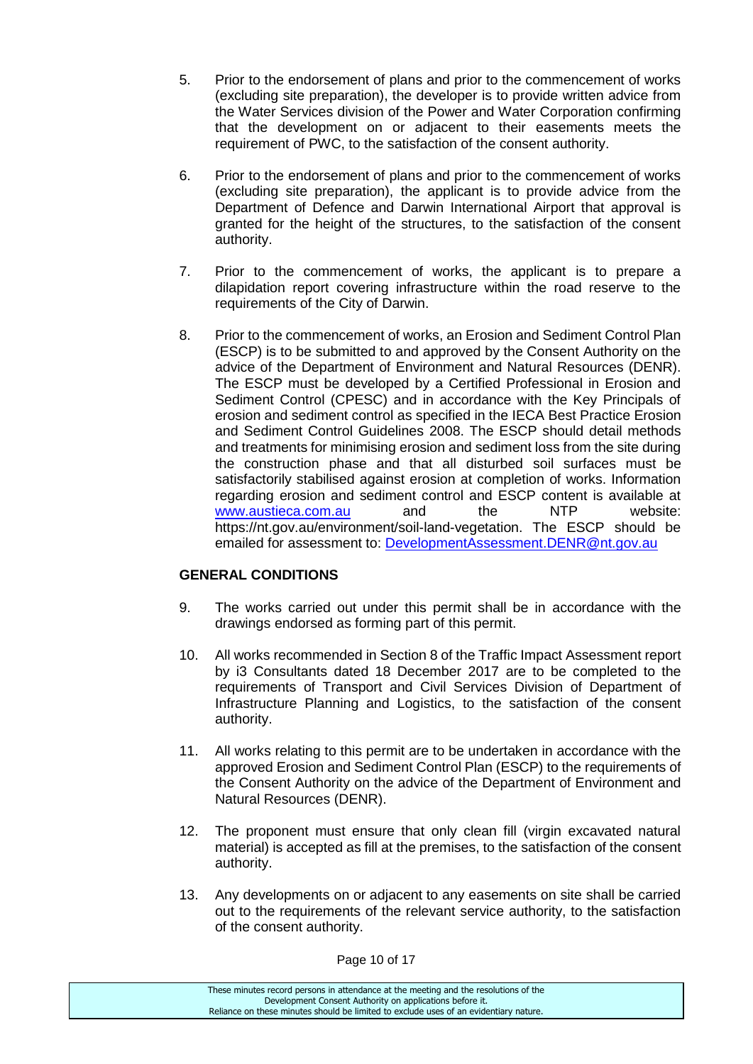5. Prior to the endorsement of plans and prior to the commencement of works (excluding site preparation), the developer is to provide written advice from the Water Services division of the Power and Water Corporation confirming that the development on or adjacent to their easements meets the requirement of PWC, to the satisfaction of the consent authority.

6. Prior to the endorsement of plans and prior to the commencement of works (excluding site preparation), the applicant is to provide advice from the Department of Defence and Darwin International Airport that approval is granted for the height of the structures, to the satisfaction of the consent authority.

7. Prior to the commencement of works, the applicant is to prepare a dilapidation report covering infrastructure within the road reserve to the requirements of the City of Darwin.

8. Prior to the commencement of works, an Erosion and Sediment Control Plan (ESCP) is to be submitted to and approved by the Consent Authority on the advice of the Department of Environment and Natural Resources (DENR). The ESCP must be developed by a Certified Professional in Erosion and Sediment Control (CPESC) and in accordance with the Key Principals of erosion and sediment control as specified in the IECA Best Practice Erosion and Sediment Control Guidelines 2008. The ESCP should detail methods and treatments for minimising erosion and sediment loss from the site during the construction phase and that all disturbed soil surfaces must be satisfactorily stabilised against erosion at completion of works. Information regarding erosion and sediment control and ESCP content is available at www.austieca.com.au and the NTP website: https://nt.gov.au/environment/soil-land-vegetation. The ESCP should be emailed for assessment to: DevelopmentAssessment.DENR@nt.gov.au

**GENERAL CONDITIONS**

9. The works carried out under this permit shall be in accordance with the drawings endorsed as forming part of this permit.

10. All works recommended in Section 8 of the Traffic Impact Assessment report by i3 Consultants dated 18 December 2017 are to be completed to the requirements of Transport and Civil Services Division of Department of Infrastructure Planning and Logistics, to the satisfaction of the consent authority.

11. All works relating to this permit are to be undertaken in accordance with the approved Erosion and Sediment Control Plan (ESCP) to the requirements of the Consent Authority on the advice of the Department of Environment and Natural Resources (DENR).

12. The proponent must ensure that only clean fill (virgin excavated natural material) is accepted as fill at the premises, to the satisfaction of the consent authority.

13. Any developments on or adjacent to any easements on site shall be carried out to the requirements of the relevant service authority, to the satisfaction of the consent authority.

These minutes record persons in attendance at the meeting and the resolutions of the Development Consent Authority on applications before it. Reliance on these minutes should be limited to exclude uses of an evidentiary nature.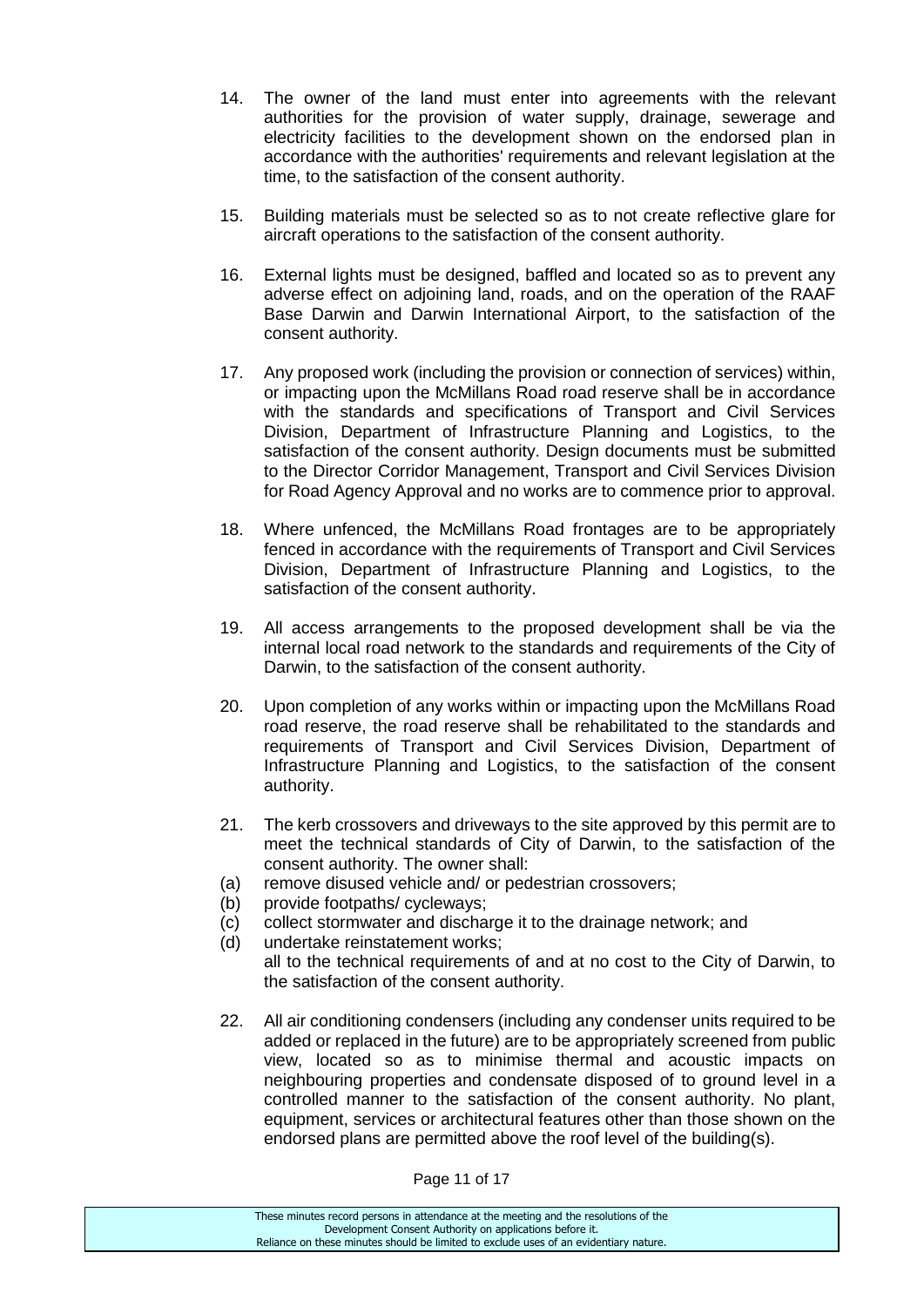14. The owner of the land must enter into agreements with the relevant authorities for the provision of water supply, drainage, sewerage and electricity facilities to the development shown on the endorsed plan in accordance with the authorities' requirements and relevant legislation at the time, to the satisfaction of the consent authority.

15. Building materials must be selected so as to not create reflective glare for aircraft operations to the satisfaction of the consent authority.

16. External lights must be designed, baffled and located so as to prevent any adverse effect on adjoining land, roads, and on the operation of the RAAF Base Darwin and Darwin International Airport, to the satisfaction of the consent authority.

17. Any proposed work (including the provision or connection of services) within, or impacting upon the McMillans Road road reserve shall be in accordance with the standards and specifications of Transport and Civil Services Division, Department of Infrastructure Planning and Logistics, to the satisfaction of the consent authority. Design documents must be submitted to the Director Corridor Management, Transport and Civil Services Division for Road Agency Approval and no works are to commence prior to approval.

18. Where unfenced, the McMillans Road frontages are to be appropriately fenced in accordance with the requirements of Transport and Civil Services Division, Department of Infrastructure Planning and Logistics, to the satisfaction of the consent authority.

19. All access arrangements to the proposed development shall be via the internal local road network to the standards and requirements of the City of Darwin, to the satisfaction of the consent authority.

20. Upon completion of any works within or impacting upon the McMillans Road road reserve, the road reserve shall be rehabilitated to the standards and requirements of Transport and Civil Services Division, Department of Infrastructure Planning and Logistics, to the satisfaction of the consent authority.

21. The kerb crossovers and driveways to the site approved by this permit are to meet the technical standards of City of Darwin, to the satisfaction of the consent authority. The owner shall:
    (a) remove disused vehicle and/ or pedestrian crossovers;
    (b) provide footpaths/ cycleways;
    (c) collect stormwater and discharge it to the drainage network; and
    (d) undertake reinstatement works;

    all to the technical requirements of and at no cost to the City of Darwin, to the satisfaction of the consent authority.

22. All air conditioning condensers (including any condenser units required to be added or replaced in the future) are to be appropriately screened from public view, located so as to minimise thermal and acoustic impacts on neighbouring properties and condensate disposed of to ground level in a controlled manner to the satisfaction of the consent authority. No plant, equipment, services or architectural features other than those shown on the endorsed plans are permitted above the roof level of the building(s).

These minutes record persons in attendance at the meeting and the resolutions of the Development Consent Authority on applications before it. Reliance on these minutes should be limited to exclude uses of an evidentiary nature.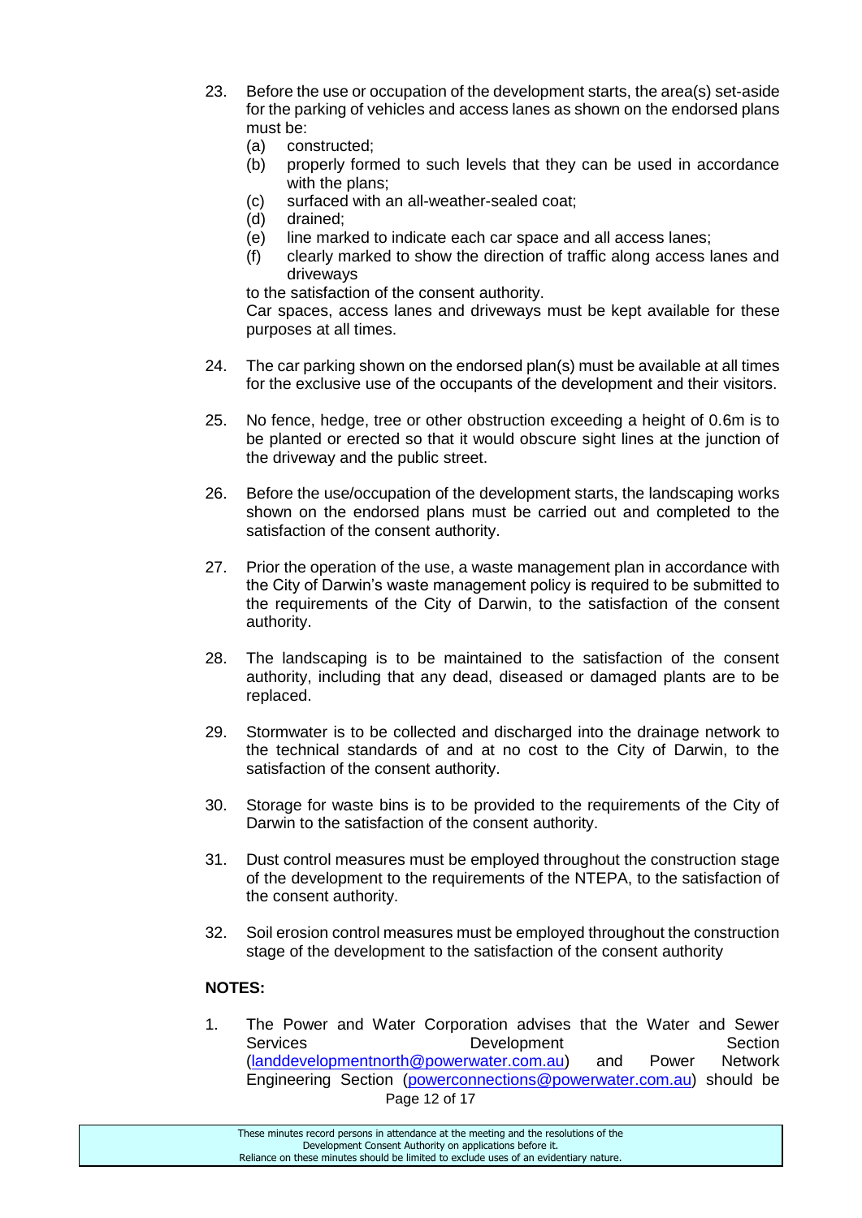23. Before the use or occupation of the development starts, the area(s) set-aside for the parking of vehicles and access lanes as shown on the endorsed plans must be:
    (a) constructed;
    (b) properly formed to such levels that they can be used in accordance with the plans;
    (c) surfaced with an all-weather-sealed coat;
    (d) drained;
    (e) line marked to indicate each car space and all access lanes;
    (f) clearly marked to show the direction of traffic along access lanes and driveways

    to the satisfaction of the consent authority.

    Car spaces, access lanes and driveways must be kept available for these purposes at all times.

24. The car parking shown on the endorsed plan(s) must be available at all times for the exclusive use of the occupants of the development and their visitors.

25. No fence, hedge, tree or other obstruction exceeding a height of 0.6m is to be planted or erected so that it would obscure sight lines at the junction of the driveway and the public street.

26. Before the use/occupation of the development starts, the landscaping works shown on the endorsed plans must be carried out and completed to the satisfaction of the consent authority.

27. Prior the operation of the use, a waste management plan in accordance with the City of Darwin's waste management policy is required to be submitted to the requirements of the City of Darwin, to the satisfaction of the consent authority.

28. The landscaping is to be maintained to the satisfaction of the consent authority, including that any dead, diseased or damaged plants are to be replaced.

29. Stormwater is to be collected and discharged into the drainage network to the technical standards of and at no cost to the City of Darwin, to the satisfaction of the consent authority.

30. Storage for waste bins is to be provided to the requirements of the City of Darwin to the satisfaction of the consent authority.

31. Dust control measures must be employed throughout the construction stage of the development to the requirements of the NTEPA, to the satisfaction of the consent authority.

32. Soil erosion control measures must be employed throughout the construction stage of the development to the satisfaction of the consent authority

**NOTES:**

1. The Power and Water Corporation advises that the Water and Sewer Services Development Section (landdevelopmentnorth@powerwater.com.au) and Power Network Engineering Section (powerconnections@powerwater.com.au) should be

These minutes record persons in attendance at the meeting and the resolutions of the Development Consent Authority on applications before it. Reliance on these minutes should be limited to exclude uses of an evidentiary nature.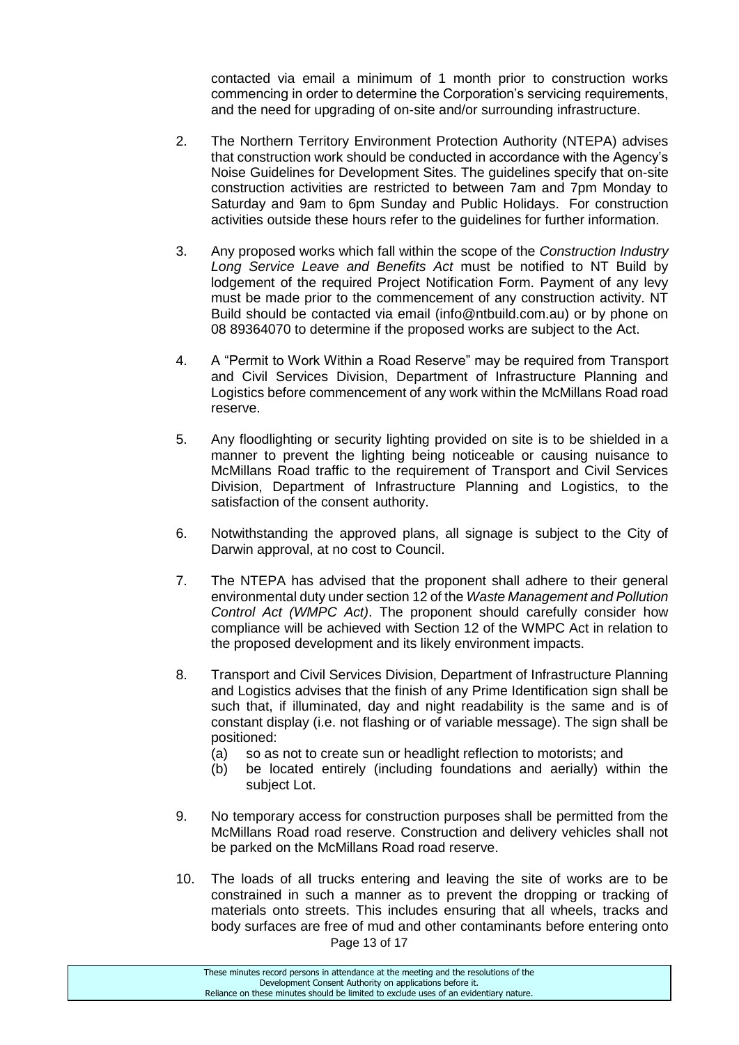contacted via email a minimum of 1 month prior to construction works commencing in order to determine the Corporation's servicing requirements, and the need for upgrading of on-site and/or surrounding infrastructure.

2. The Northern Territory Environment Protection Authority (NTEPA) advises that construction work should be conducted in accordance with the Agency's Noise Guidelines for Development Sites. The guidelines specify that on-site construction activities are restricted to between 7am and 7pm Monday to Saturday and 9am to 6pm Sunday and Public Holidays. For construction activities outside these hours refer to the guidelines for further information.

3. Any proposed works which fall within the scope of the *Construction Industry Long Service Leave and Benefits Act* must be notified to NT Build by lodgement of the required Project Notification Form. Payment of any levy must be made prior to the commencement of any construction activity. NT Build should be contacted via email (info@ntbuild.com.au) or by phone on 08 89364070 to determine if the proposed works are subject to the Act.

4. A "Permit to Work Within a Road Reserve" may be required from Transport and Civil Services Division, Department of Infrastructure Planning and Logistics before commencement of any work within the McMillans Road road reserve.

5. Any floodlighting or security lighting provided on site is to be shielded in a manner to prevent the lighting being noticeable or causing nuisance to McMillans Road traffic to the requirement of Transport and Civil Services Division, Department of Infrastructure Planning and Logistics, to the satisfaction of the consent authority.

6. Notwithstanding the approved plans, all signage is subject to the City of Darwin approval, at no cost to Council.

7. The NTEPA has advised that the proponent shall adhere to their general environmental duty under section 12 of the *Waste Management and Pollution Control Act (WMPC Act)*. The proponent should carefully consider how compliance will be achieved with Section 12 of the WMPC Act in relation to the proposed development and its likely environment impacts.

8. Transport and Civil Services Division, Department of Infrastructure Planning and Logistics advises that the finish of any Prime Identification sign shall be such that, if illuminated, day and night readability is the same and is of constant display (i.e. not flashing or of variable message). The sign shall be positioned:
   (a) so as not to create sun or headlight reflection to motorists; and
   (b) be located entirely (including foundations and aerially) within the subject Lot.

9. No temporary access for construction purposes shall be permitted from the McMillans Road road reserve. Construction and delivery vehicles shall not be parked on the McMillans Road road reserve.

10. The loads of all trucks entering and leaving the site of works are to be constrained in such a manner as to prevent the dropping or tracking of materials onto streets. This includes ensuring that all wheels, tracks and body surfaces are free of mud and other contaminants before entering onto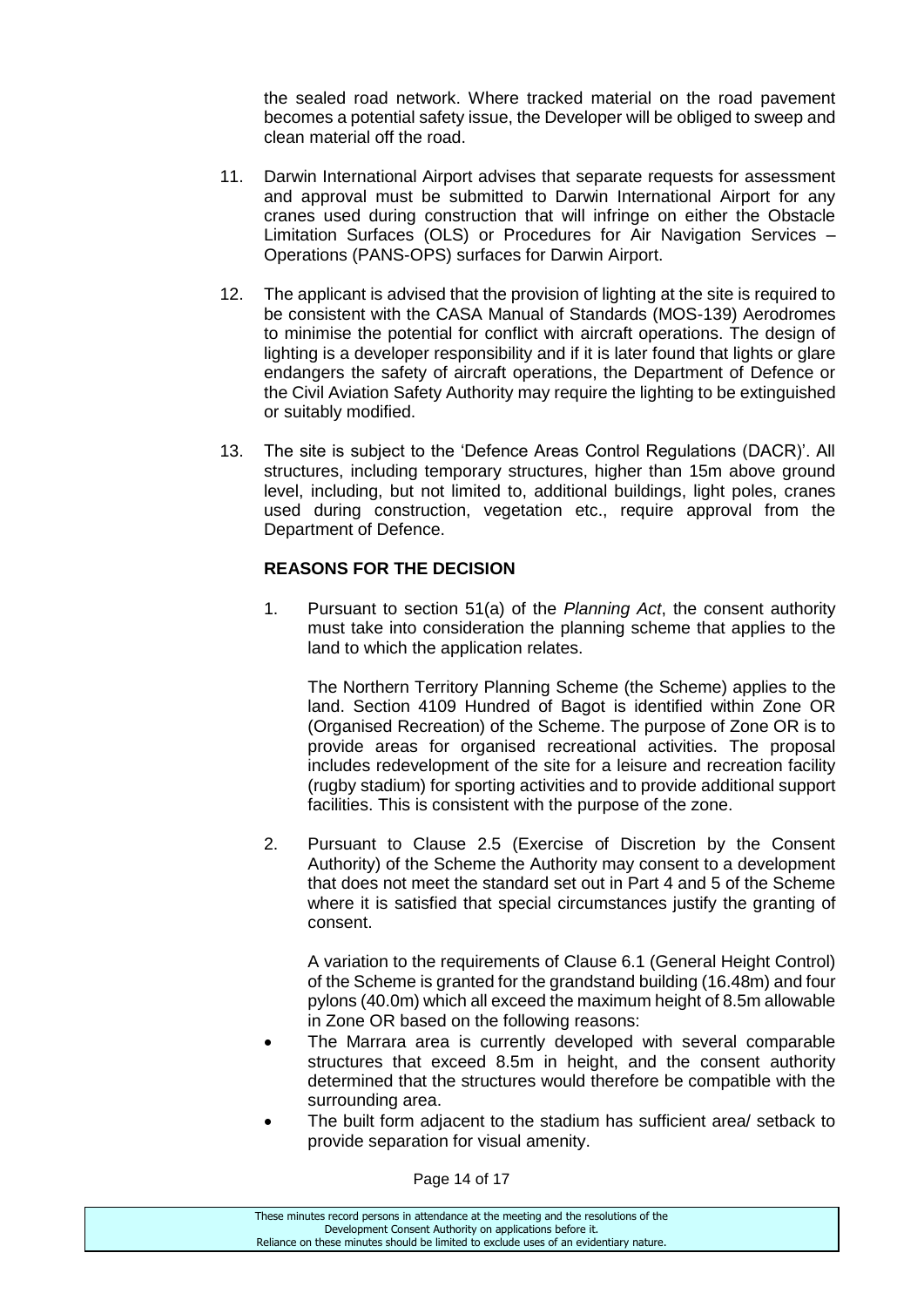the sealed road network. Where tracked material on the road pavement becomes a potential safety issue, the Developer will be obliged to sweep and clean material off the road.

11. Darwin International Airport advises that separate requests for assessment and approval must be submitted to Darwin International Airport for any cranes used during construction that will infringe on either the Obstacle Limitation Surfaces (OLS) or Procedures for Air Navigation Services – Operations (PANS-OPS) surfaces for Darwin Airport.

12. The applicant is advised that the provision of lighting at the site is required to be consistent with the CASA Manual of Standards (MOS-139) Aerodromes to minimise the potential for conflict with aircraft operations. The design of lighting is a developer responsibility and if it is later found that lights or glare endangers the safety of aircraft operations, the Department of Defence or the Civil Aviation Safety Authority may require the lighting to be extinguished or suitably modified.

13. The site is subject to the 'Defence Areas Control Regulations (DACR)'. All structures, including temporary structures, higher than 15m above ground level, including, but not limited to, additional buildings, light poles, cranes used during construction, vegetation etc., require approval from the Department of Defence.

**REASONS FOR THE DECISION**

1. Pursuant to section 51(a) of the *Planning Act*, the consent authority must take into consideration the planning scheme that applies to the land to which the application relates.

   The Northern Territory Planning Scheme (the Scheme) applies to the land. Section 4109 Hundred of Bagot is identified within Zone OR (Organised Recreation) of the Scheme. The purpose of Zone OR is to provide areas for organised recreational activities. The proposal includes redevelopment of the site for a leisure and recreation facility (rugby stadium) for sporting activities and to provide additional support facilities. This is consistent with the purpose of the zone.

2. Pursuant to Clause 2.5 (Exercise of Discretion by the Consent Authority) of the Scheme the Authority may consent to a development that does not meet the standard set out in Part 4 and 5 of the Scheme where it is satisfied that special circumstances justify the granting of consent.

   A variation to the requirements of Clause 6.1 (General Height Control) of the Scheme is granted for the grandstand building (16.48m) and four pylons (40.0m) which all exceed the maximum height of 8.5m allowable in Zone OR based on the following reasons:

- The Marrara area is currently developed with several comparable structures that exceed 8.5m in height, and the consent authority determined that the structures would therefore be compatible with the surrounding area.
- The built form adjacent to the stadium has sufficient area/ setback to provide separation for visual amenity.

These minutes record persons in attendance at the meeting and the resolutions of the Development Consent Authority on applications before it. Reliance on these minutes should be limited to exclude uses of an evidentiary nature.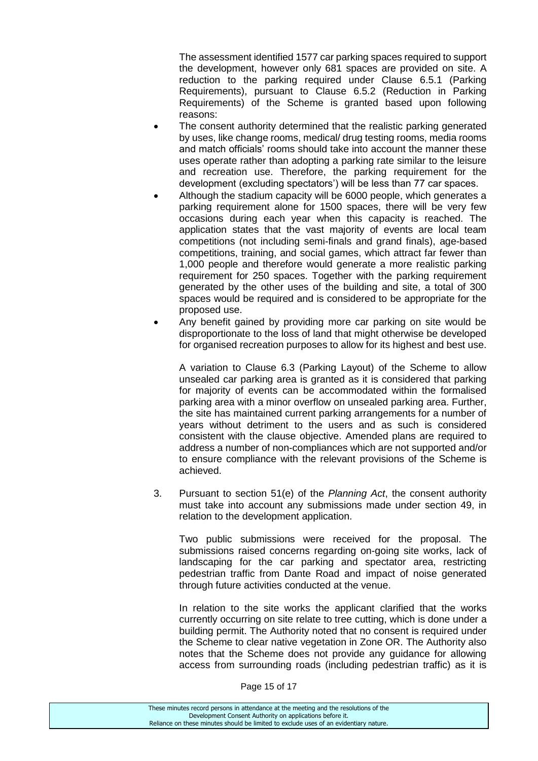The assessment identified 1577 car parking spaces required to support the development, however only 681 spaces are provided on site. A reduction to the parking required under Clause 6.5.1 (Parking Requirements), pursuant to Clause 6.5.2 (Reduction in Parking Requirements) of the Scheme is granted based upon following reasons:

- The consent authority determined that the realistic parking generated by uses, like change rooms, medical/ drug testing rooms, media rooms and match officials' rooms should take into account the manner these uses operate rather than adopting a parking rate similar to the leisure and recreation use. Therefore, the parking requirement for the development (excluding spectators') will be less than 77 car spaces.
- Although the stadium capacity will be 6000 people, which generates a parking requirement alone for 1500 spaces, there will be very few occasions during each year when this capacity is reached. The application states that the vast majority of events are local team competitions (not including semi-finals and grand finals), age-based competitions, training, and social games, which attract far fewer than 1,000 people and therefore would generate a more realistic parking requirement for 250 spaces. Together with the parking requirement generated by the other uses of the building and site, a total of 300 spaces would be required and is considered to be appropriate for the proposed use.
- Any benefit gained by providing more car parking on site would be disproportionate to the loss of land that might otherwise be developed for organised recreation purposes to allow for its highest and best use.

A variation to Clause 6.3 (Parking Layout) of the Scheme to allow unsealed car parking area is granted as it is considered that parking for majority of events can be accommodated within the formalised parking area with a minor overflow on unsealed parking area. Further, the site has maintained current parking arrangements for a number of years without detriment to the users and as such is considered consistent with the clause objective. Amended plans are required to address a number of non-compliances which are not supported and/or to ensure compliance with the relevant provisions of the Scheme is achieved.

3. Pursuant to section 51(e) of the *Planning Act*, the consent authority must take into account any submissions made under section 49, in relation to the development application.

   Two public submissions were received for the proposal. The submissions raised concerns regarding on-going site works, lack of landscaping for the car parking and spectator area, restricting pedestrian traffic from Dante Road and impact of noise generated through future activities conducted at the venue.

   In relation to the site works the applicant clarified that the works currently occurring on site relate to tree cutting, which is done under a building permit. The Authority noted that no consent is required under the Scheme to clear native vegetation in Zone OR. The Authority also notes that the Scheme does not provide any guidance for allowing access from surrounding roads (including pedestrian traffic) as it is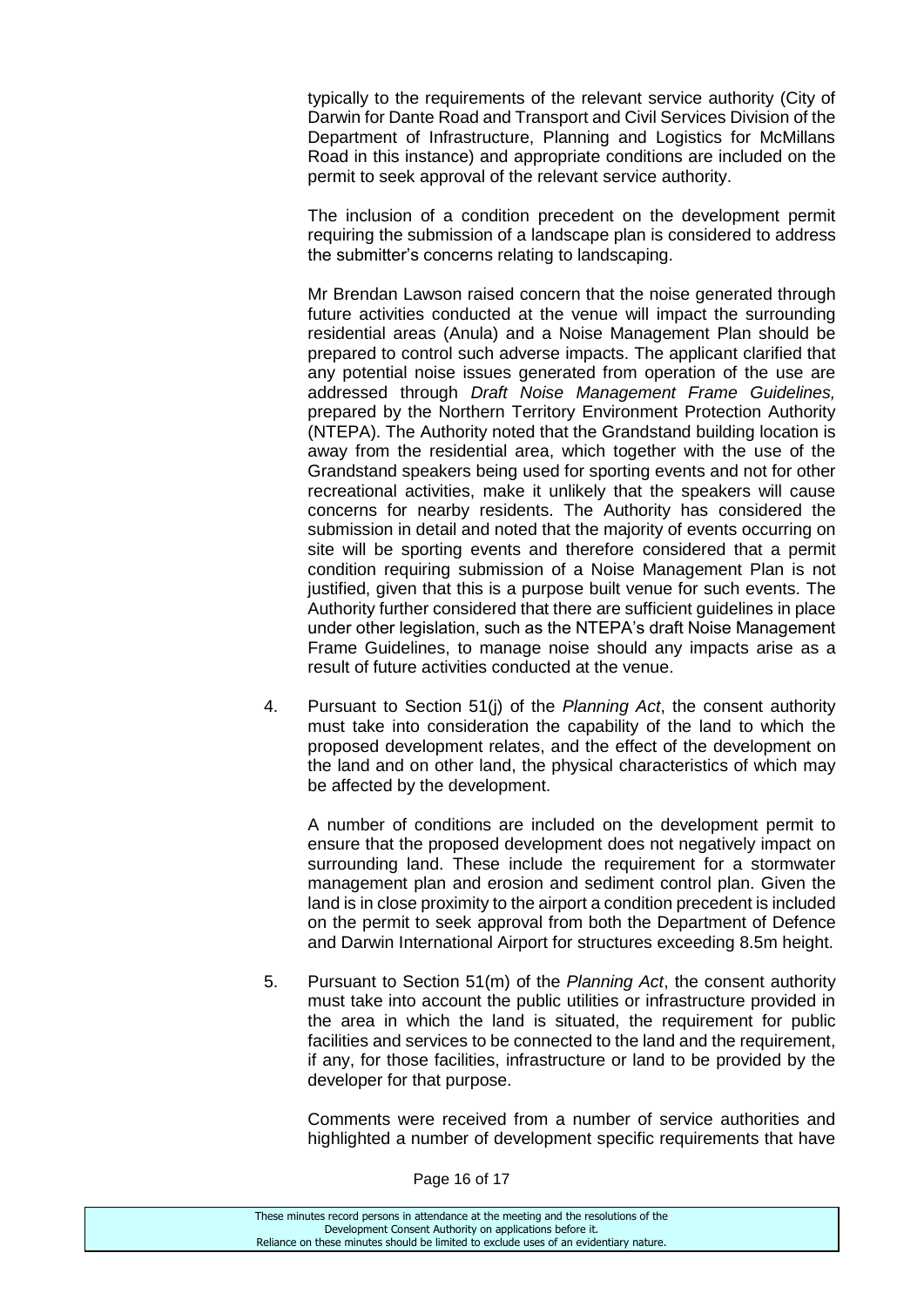typically to the requirements of the relevant service authority (City of Darwin for Dante Road and Transport and Civil Services Division of the Department of Infrastructure, Planning and Logistics for McMillans Road in this instance) and appropriate conditions are included on the permit to seek approval of the relevant service authority.

The inclusion of a condition precedent on the development permit requiring the submission of a landscape plan is considered to address the submitter's concerns relating to landscaping.

Mr Brendan Lawson raised concern that the noise generated through future activities conducted at the venue will impact the surrounding residential areas (Anula) and a Noise Management Plan should be prepared to control such adverse impacts. The applicant clarified that any potential noise issues generated from operation of the use are addressed through *Draft Noise Management Frame Guidelines,* prepared by the Northern Territory Environment Protection Authority (NTEPA). The Authority noted that the Grandstand building location is away from the residential area, which together with the use of the Grandstand speakers being used for sporting events and not for other recreational activities, make it unlikely that the speakers will cause concerns for nearby residents. The Authority has considered the submission in detail and noted that the majority of events occurring on site will be sporting events and therefore considered that a permit condition requiring submission of a Noise Management Plan is not justified, given that this is a purpose built venue for such events. The Authority further considered that there are sufficient guidelines in place under other legislation, such as the NTEPA's draft Noise Management Frame Guidelines, to manage noise should any impacts arise as a result of future activities conducted at the venue.

4. Pursuant to Section 51(j) of the *Planning Act*, the consent authority must take into consideration the capability of the land to which the proposed development relates, and the effect of the development on the land and on other land, the physical characteristics of which may be affected by the development.

   A number of conditions are included on the development permit to ensure that the proposed development does not negatively impact on surrounding land. These include the requirement for a stormwater management plan and erosion and sediment control plan. Given the land is in close proximity to the airport a condition precedent is included on the permit to seek approval from both the Department of Defence and Darwin International Airport for structures exceeding 8.5m height.

5. Pursuant to Section 51(m) of the *Planning Act*, the consent authority must take into account the public utilities or infrastructure provided in the area in which the land is situated, the requirement for public facilities and services to be connected to the land and the requirement, if any, for those facilities, infrastructure or land to be provided by the developer for that purpose.

   Comments were received from a number of service authorities and highlighted a number of development specific requirements that have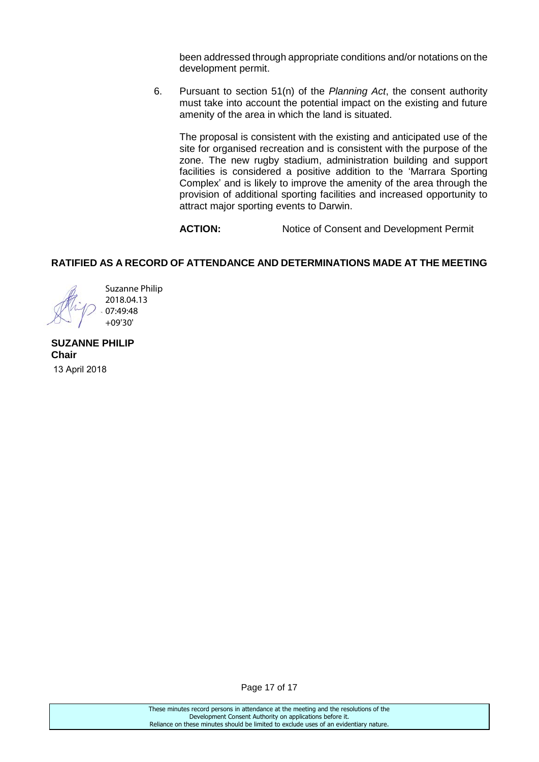been addressed through appropriate conditions and/or notations on the development permit.

6. Pursuant to section 51(n) of the *Planning Act*, the consent authority must take into account the potential impact on the existing and future amenity of the area in which the land is situated.

   The proposal is consistent with the existing and anticipated use of the site for organised recreation and is consistent with the purpose of the zone. The new rugby stadium, administration building and support facilities is considered a positive addition to the 'Marrara Sporting Complex' and is likely to improve the amenity of the area through the provision of additional sporting facilities and increased opportunity to attract major sporting events to Darwin.

   **ACTION:** Notice of Consent and Development Permit

**RATIFIED AS A RECORD OF ATTENDANCE AND DETERMINATIONS MADE AT THE MEETING**

Suzanne Philip
2018.04.13
07:49:48
+09'30'

**SUZANNE PHILIP**
**Chair**
13 April 2018

These minutes record persons in attendance at the meeting and the resolutions of the Development Consent Authority on applications before it.
Reliance on these minutes should be limited to exclude uses of an evidentiary nature.